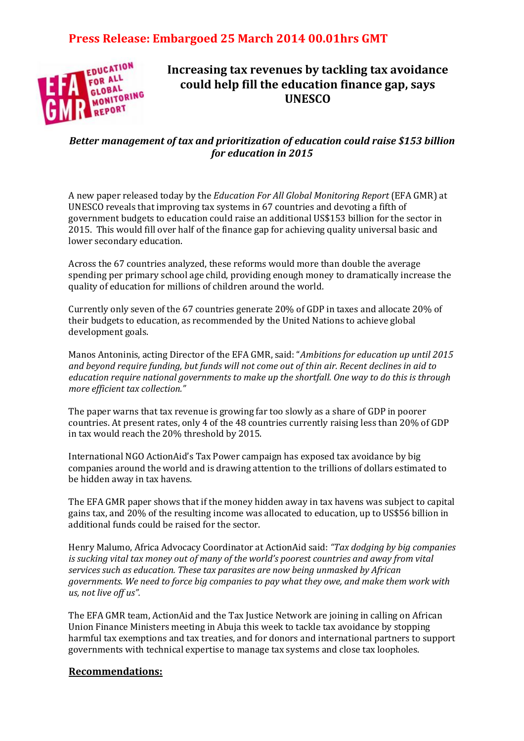**Press Release: Embargoed 25 March 2014 00.01hrs GMT**

# Increasing tax revenues by tackling tax avoidance could help fill the education finance gap, says UNESCO

***Better management of tax and prioritization of education could raise $153 billion for education in 2015***

A new paper released today by the *Education For All Global Monitoring Report* (EFA GMR) at UNESCO reveals that improving tax systems in 67 countries and devoting a fifth of government budgets to education could raise an additional US$153 billion for the sector in 2015. This would fill over half of the finance gap for achieving quality universal basic and lower secondary education.

Across the 67 countries analyzed, these reforms would more than double the average spending per primary school age child, providing enough money to dramatically increase the quality of education for millions of children around the world.

Currently only seven of the 67 countries generate 20% of GDP in taxes and allocate 20% of their budgets to education, as recommended by the United Nations to achieve global development goals.

Manos Antoninis, acting Director of the EFA GMR, said: "*Ambitions for education up until 2015 and beyond require funding, but funds will not come out of thin air. Recent declines in aid to education require national governments to make up the shortfall. One way to do this is through more efficient tax collection."*

The paper warns that tax revenue is growing far too slowly as a share of GDP in poorer countries. At present rates, only 4 of the 48 countries currently raising less than 20% of GDP in tax would reach the 20% threshold by 2015.

International NGO ActionAid's Tax Power campaign has exposed tax avoidance by big companies around the world and is drawing attention to the trillions of dollars estimated to be hidden away in tax havens.

The EFA GMR paper shows that if the money hidden away in tax havens was subject to capital gains tax, and 20% of the resulting income was allocated to education, up to US$56 billion in additional funds could be raised for the sector.

Henry Malumo, Africa Advocacy Coordinator at ActionAid said: *"Tax dodging by big companies is sucking vital tax money out of many of the world's poorest countries and away from vital services such as education. These tax parasites are now being unmasked by African governments. We need to force big companies to pay what they owe, and make them work with us, not live off us".*

The EFA GMR team, ActionAid and the Tax Justice Network are joining in calling on African Union Finance Ministers meeting in Abuja this week to tackle tax avoidance by stopping harmful tax exemptions and tax treaties, and for donors and international partners to support governments with technical expertise to manage tax systems and close tax loopholes.

## Recommendations: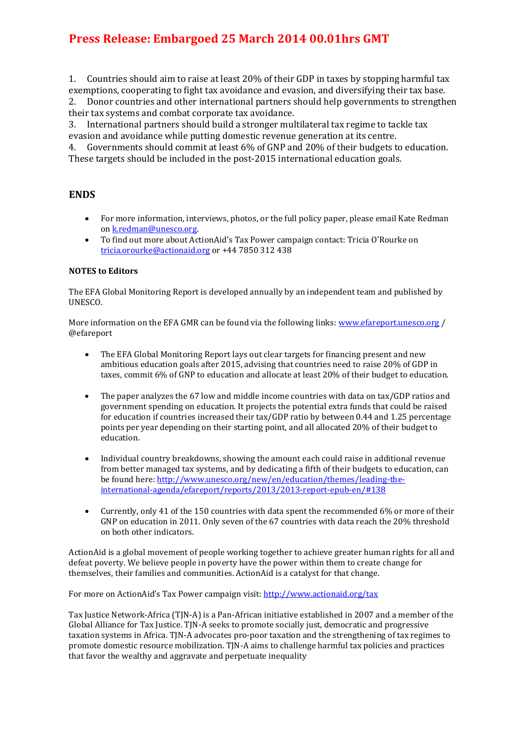# Press Release: Embargoed 25 March 2014 00.01hrs GMT

1. Countries should aim to raise at least 20% of their GDP in taxes by stopping harmful tax exemptions, cooperating to fight tax avoidance and evasion, and diversifying their tax base.
2. Donor countries and other international partners should help governments to strengthen their tax systems and combat corporate tax avoidance.
3. International partners should build a stronger multilateral tax regime to tackle tax evasion and avoidance while putting domestic revenue generation at its centre.
4. Governments should commit at least 6% of GNP and 20% of their budgets to education. These targets should be included in the post-2015 international education goals.

## ENDS

- For more information, interviews, photos, or the full policy paper, please email Kate Redman on [k.redman@unesco.org](mailto:k.redman@unesco.org).
- To find out more about ActionAid's Tax Power campaign contact: Tricia O'Rourke on [tricia.orourke@actionaid.org](mailto:tricia.orourke@actionaid.org) or +44 7850 312 438

**NOTES to Editors**

The EFA Global Monitoring Report is developed annually by an independent team and published by UNESCO.

More information on the EFA GMR can be found via the following links: [www.efareport.unesco.org](http://www.efareport.unesco.org) / @efareport

- The EFA Global Monitoring Report lays out clear targets for financing present and new ambitious education goals after 2015, advising that countries need to raise 20% of GDP in taxes, commit 6% of GNP to education and allocate at least 20% of their budget to education.

- The paper analyzes the 67 low and middle income countries with data on tax/GDP ratios and government spending on education. It projects the potential extra funds that could be raised for education if countries increased their tax/GDP ratio by between 0.44 and 1.25 percentage points per year depending on their starting point, and all allocated 20% of their budget to education.

- Individual country breakdowns, showing the amount each could raise in additional revenue from better managed tax systems, and by dedicating a fifth of their budgets to education, can be found here: [http://www.unesco.org/new/en/education/themes/leading-the-international-agenda/efareport/reports/2013/2013-report-epub-en/#138](http://www.unesco.org/new/en/education/themes/leading-the-international-agenda/efareport/reports/2013/2013-report-epub-en/#138)

- Currently, only 41 of the 150 countries with data spent the recommended 6% or more of their GNP on education in 2011. Only seven of the 67 countries with data reach the 20% threshold on both other indicators.

ActionAid is a global movement of people working together to achieve greater human rights for all and defeat poverty. We believe people in poverty have the power within them to create change for themselves, their families and communities. ActionAid is a catalyst for that change.

For more on ActionAid's Tax Power campaign visit: [http://www.actionaid.org/tax](http://www.actionaid.org/tax)

Tax Justice Network-Africa (TJN-A) is a Pan-African initiative established in 2007 and a member of the Global Alliance for Tax Justice. TJN-A seeks to promote socially just, democratic and progressive taxation systems in Africa. TJN-A advocates pro-poor taxation and the strengthening of tax regimes to promote domestic resource mobilization. TJN-A aims to challenge harmful tax policies and practices that favor the wealthy and aggravate and perpetuate inequality